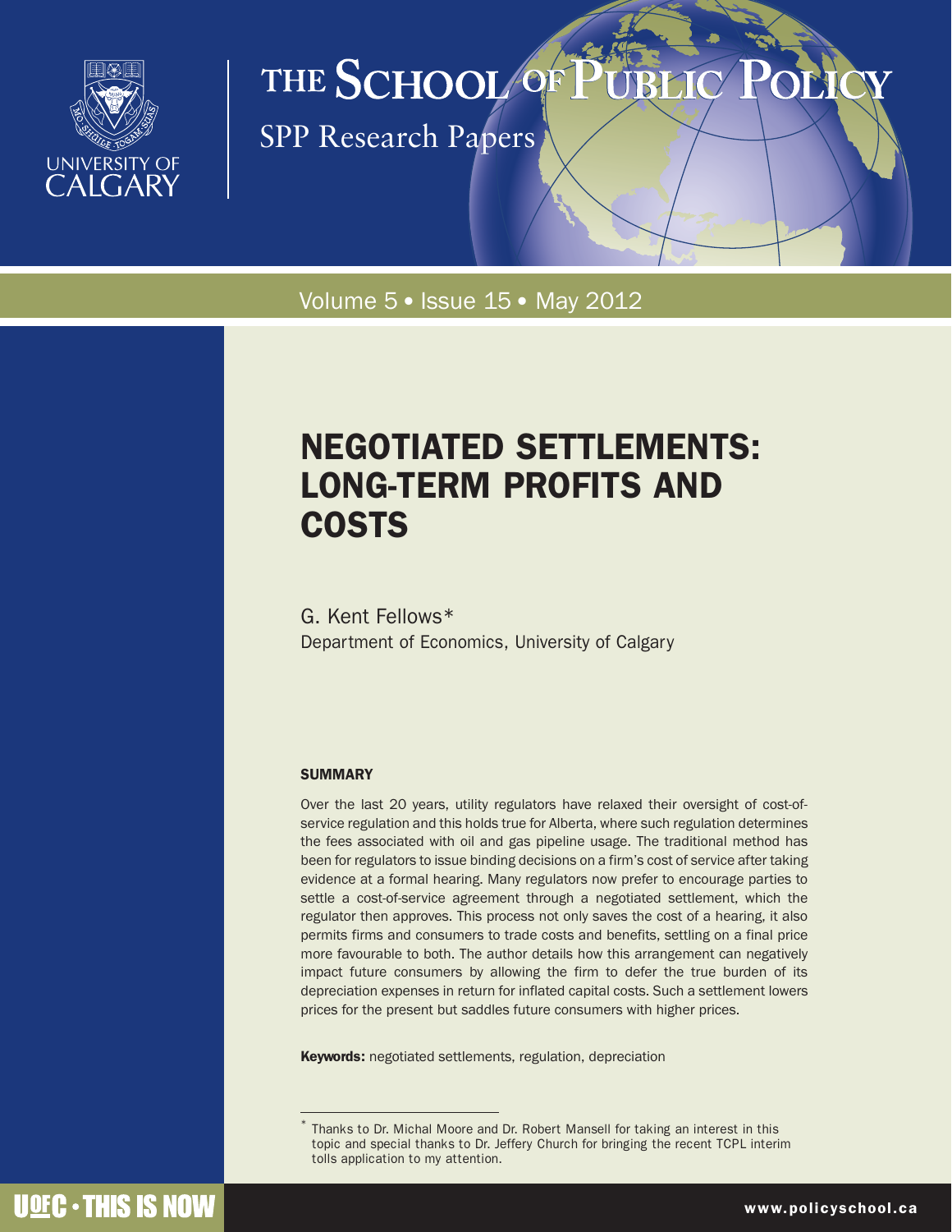# THE SCHOOL OF PUBLIC POLICY

SPP Research Papers

Volume 5 • Issue 15 • May 2012

## NEGOTIATED SETTLEMENTS: LONG-TERM PROFITS AND COSTS

G. Kent Fellows*
Department of Economics, University of Calgary

### SUMMARY

Over the last 20 years, utility regulators have relaxed their oversight of cost-of-service regulation and this holds true for Alberta, where such regulation determines the fees associated with oil and gas pipeline usage. The traditional method has been for regulators to issue binding decisions on a firm's cost of service after taking evidence at a formal hearing. Many regulators now prefer to encourage parties to settle a cost-of-service agreement through a negotiated settlement, which the regulator then approves. This process not only saves the cost of a hearing, it also permits firms and consumers to trade costs and benefits, settling on a final price more favourable to both. The author details how this arrangement can negatively impact future consumers by allowing the firm to defer the true burden of its depreciation expenses in return for inflated capital costs. Such a settlement lowers prices for the present but saddles future consumers with higher prices.

**Keywords:** negotiated settlements, regulation, depreciation

---

\* Thanks to Dr. Michal Moore and Dr. Robert Mansell for taking an interest in this topic and special thanks to Dr. Jeffery Church for bringing the recent TCPL interim tolls application to my attention.

www.policyschool.ca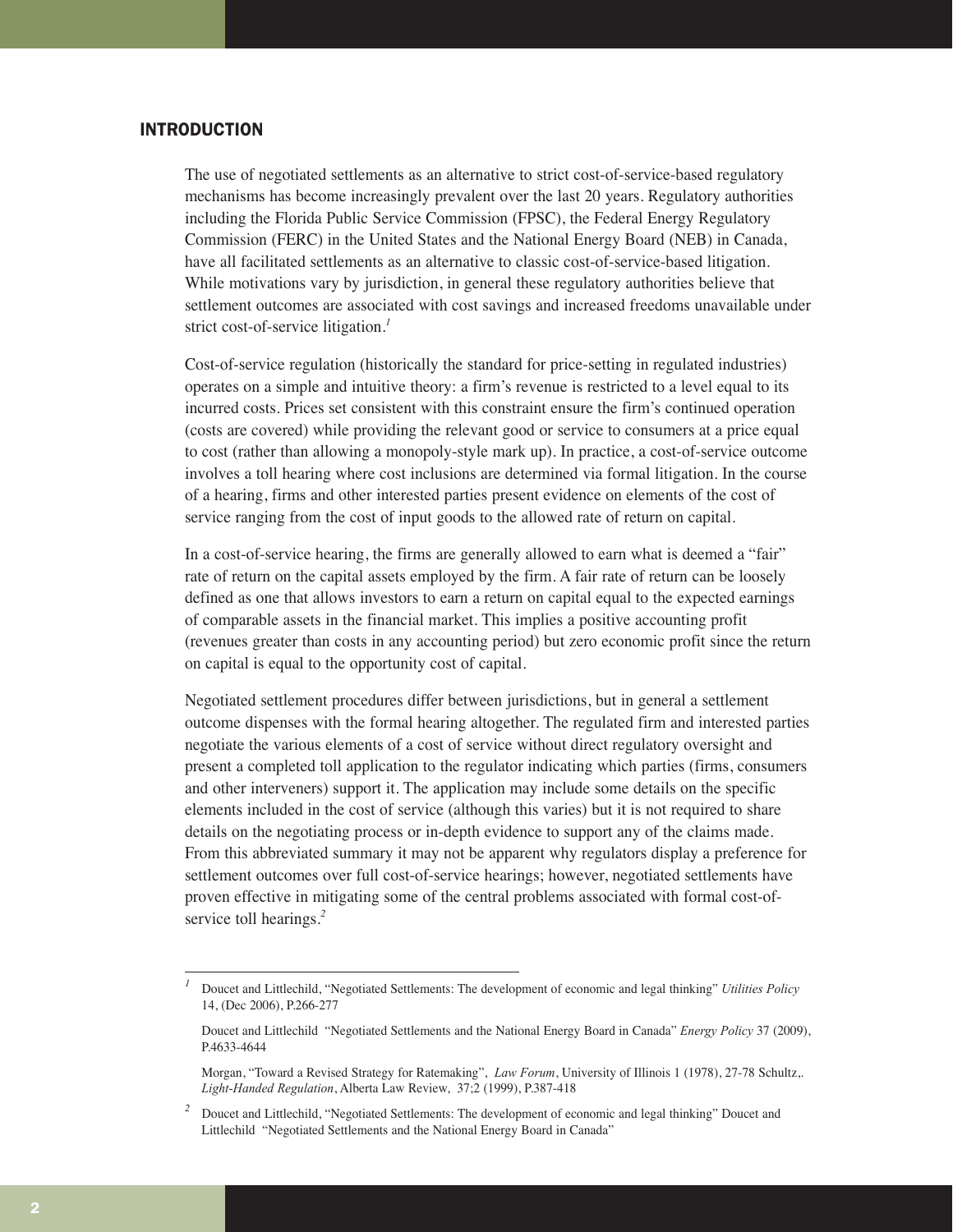## INTRODUCTION

The use of negotiated settlements as an alternative to strict cost-of-service-based regulatory mechanisms has become increasingly prevalent over the last 20 years. Regulatory authorities including the Florida Public Service Commission (FPSC), the Federal Energy Regulatory Commission (FERC) in the United States and the National Energy Board (NEB) in Canada, have all facilitated settlements as an alternative to classic cost-of-service-based litigation. While motivations vary by jurisdiction, in general these regulatory authorities believe that settlement outcomes are associated with cost savings and increased freedoms unavailable under strict cost-of-service litigation.[1]

Cost-of-service regulation (historically the standard for price-setting in regulated industries) operates on a simple and intuitive theory: a firm's revenue is restricted to a level equal to its incurred costs. Prices set consistent with this constraint ensure the firm's continued operation (costs are covered) while providing the relevant good or service to consumers at a price equal to cost (rather than allowing a monopoly-style mark up). In practice, a cost-of-service outcome involves a toll hearing where cost inclusions are determined via formal litigation. In the course of a hearing, firms and other interested parties present evidence on elements of the cost of service ranging from the cost of input goods to the allowed rate of return on capital.

In a cost-of-service hearing, the firms are generally allowed to earn what is deemed a "fair" rate of return on the capital assets employed by the firm. A fair rate of return can be loosely defined as one that allows investors to earn a return on capital equal to the expected earnings of comparable assets in the financial market. This implies a positive accounting profit (revenues greater than costs in any accounting period) but zero economic profit since the return on capital is equal to the opportunity cost of capital.

Negotiated settlement procedures differ between jurisdictions, but in general a settlement outcome dispenses with the formal hearing altogether. The regulated firm and interested parties negotiate the various elements of a cost of service without direct regulatory oversight and present a completed toll application to the regulator indicating which parties (firms, consumers and other interveners) support it. The application may include some details on the specific elements included in the cost of service (although this varies) but it is not required to share details on the negotiating process or in-depth evidence to support any of the claims made. From this abbreviated summary it may not be apparent why regulators display a preference for settlement outcomes over full cost-of-service hearings; however, negotiated settlements have proven effective in mitigating some of the central problems associated with formal cost-of-service toll hearings.[2]

---

[1] Doucet and Littlechild, "Negotiated Settlements: The development of economic and legal thinking" *Utilities Policy* 14, (Dec 2006), P.266-277

Doucet and Littlechild "Negotiated Settlements and the National Energy Board in Canada" *Energy Policy* 37 (2009), P.4633-4644

Morgan, "Toward a Revised Strategy for Ratemaking", *Law Forum*, University of Illinois 1 (1978), 27-78 Schultz,. *Light-Handed Regulation*, Alberta Law Review, 37;2 (1999), P.387-418

[2] Doucet and Littlechild, "Negotiated Settlements: The development of economic and legal thinking" Doucet and Littlechild "Negotiated Settlements and the National Energy Board in Canada"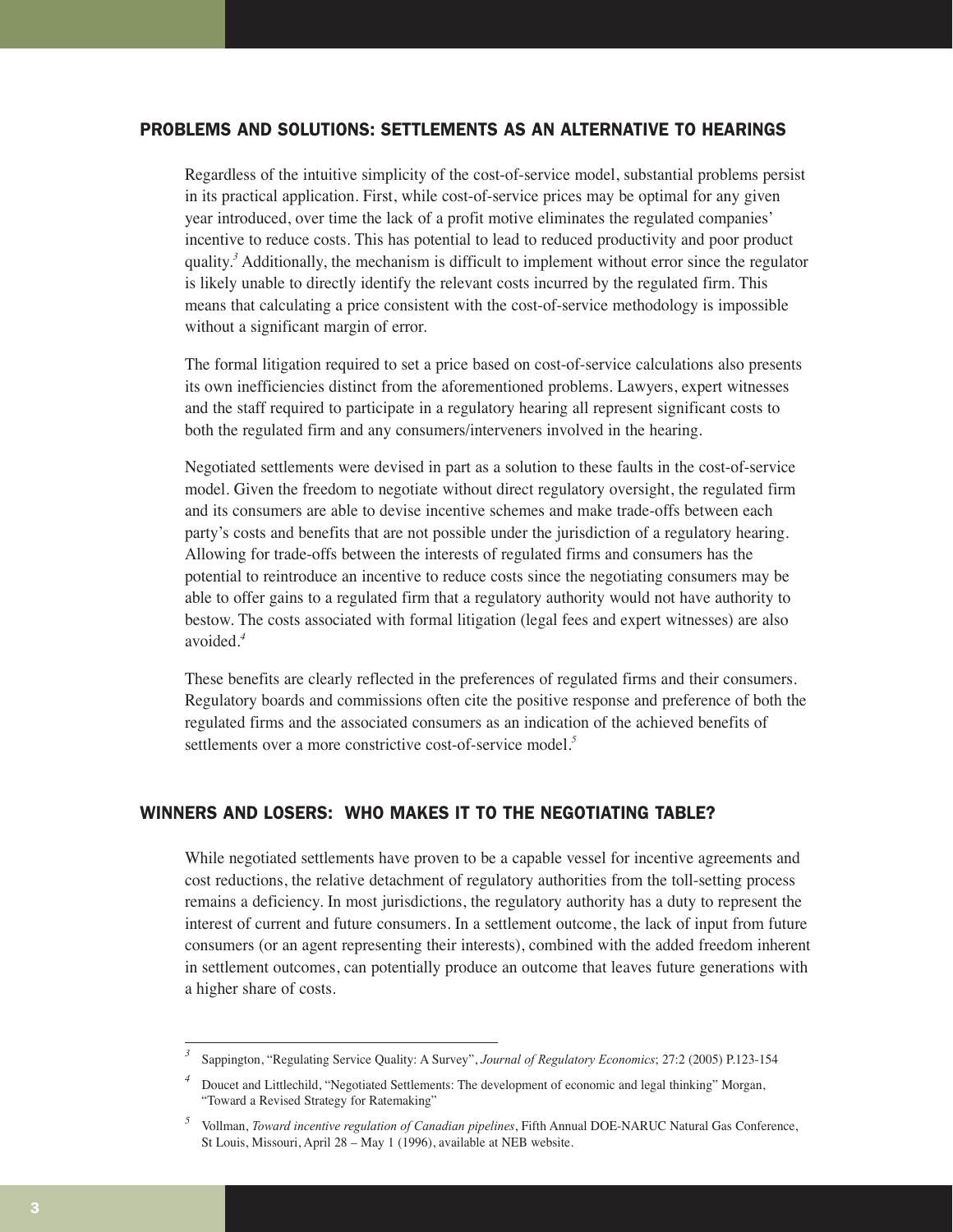## PROBLEMS AND SOLUTIONS: SETTLEMENTS AS AN ALTERNATIVE TO HEARINGS

Regardless of the intuitive simplicity of the cost-of-service model, substantial problems persist in its practical application. First, while cost-of-service prices may be optimal for any given year introduced, over time the lack of a profit motive eliminates the regulated companies' incentive to reduce costs. This has potential to lead to reduced productivity and poor product quality.[3] Additionally, the mechanism is difficult to implement without error since the regulator is likely unable to directly identify the relevant costs incurred by the regulated firm. This means that calculating a price consistent with the cost-of-service methodology is impossible without a significant margin of error.

The formal litigation required to set a price based on cost-of-service calculations also presents its own inefficiencies distinct from the aforementioned problems. Lawyers, expert witnesses and the staff required to participate in a regulatory hearing all represent significant costs to both the regulated firm and any consumers/interveners involved in the hearing.

Negotiated settlements were devised in part as a solution to these faults in the cost-of-service model. Given the freedom to negotiate without direct regulatory oversight, the regulated firm and its consumers are able to devise incentive schemes and make trade-offs between each party's costs and benefits that are not possible under the jurisdiction of a regulatory hearing. Allowing for trade-offs between the interests of regulated firms and consumers has the potential to reintroduce an incentive to reduce costs since the negotiating consumers may be able to offer gains to a regulated firm that a regulatory authority would not have authority to bestow. The costs associated with formal litigation (legal fees and expert witnesses) are also avoided.[4]

These benefits are clearly reflected in the preferences of regulated firms and their consumers. Regulatory boards and commissions often cite the positive response and preference of both the regulated firms and the associated consumers as an indication of the achieved benefits of settlements over a more constrictive cost-of-service model.[5]

## WINNERS AND LOSERS: WHO MAKES IT TO THE NEGOTIATING TABLE?

While negotiated settlements have proven to be a capable vessel for incentive agreements and cost reductions, the relative detachment of regulatory authorities from the toll-setting process remains a deficiency. In most jurisdictions, the regulatory authority has a duty to represent the interest of current and future consumers. In a settlement outcome, the lack of input from future consumers (or an agent representing their interests), combined with the added freedom inherent in settlement outcomes, can potentially produce an outcome that leaves future generations with a higher share of costs.

---

[3] Sappington, "Regulating Service Quality: A Survey", *Journal of Regulatory Economics*; 27:2 (2005) P.123-154

[4] Doucet and Littlechild, "Negotiated Settlements: The development of economic and legal thinking" Morgan, "Toward a Revised Strategy for Ratemaking"

[5] Vollman, *Toward incentive regulation of Canadian pipelines*, Fifth Annual DOE-NARUC Natural Gas Conference, St Louis, Missouri, April 28 – May 1 (1996), available at NEB website.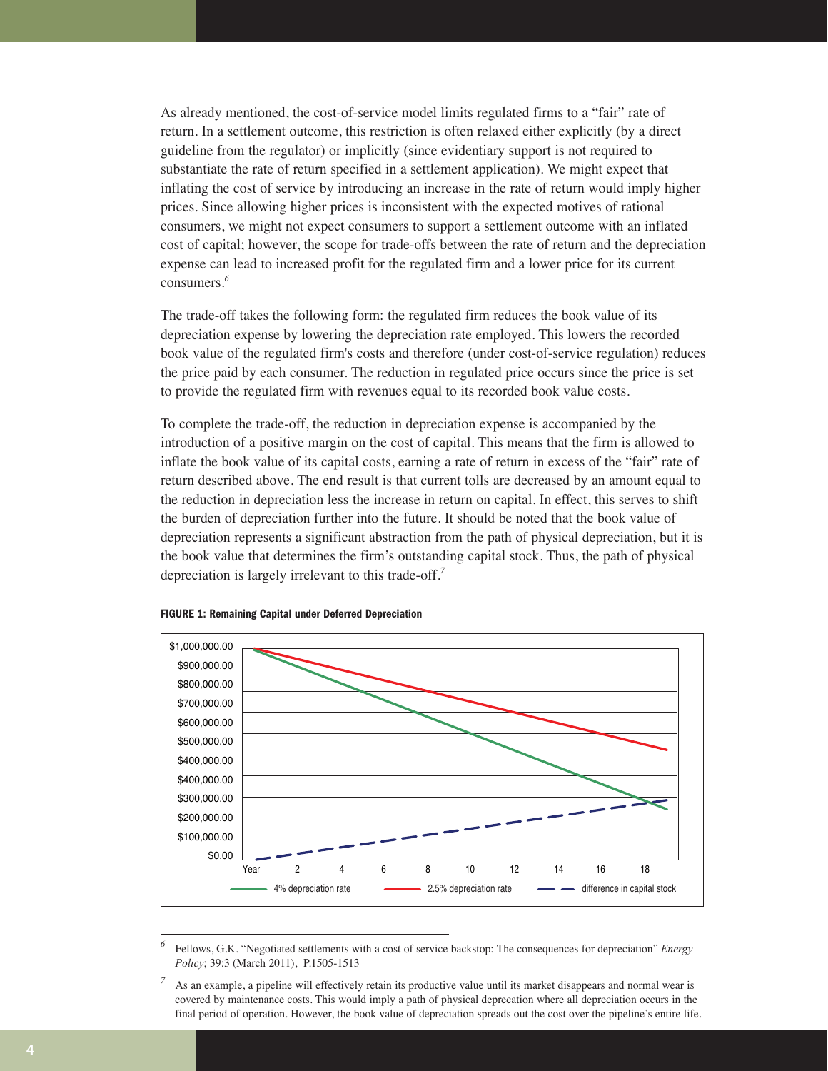As already mentioned, the cost-of-service model limits regulated firms to a "fair" rate of return. In a settlement outcome, this restriction is often relaxed either explicitly (by a direct guideline from the regulator) or implicitly (since evidentiary support is not required to substantiate the rate of return specified in a settlement application). We might expect that inflating the cost of service by introducing an increase in the rate of return would imply higher prices. Since allowing higher prices is inconsistent with the expected motives of rational consumers, we might not expect consumers to support a settlement outcome with an inflated cost of capital; however, the scope for trade-offs between the rate of return and the depreciation expense can lead to increased profit for the regulated firm and a lower price for its current consumers.[6]

The trade-off takes the following form: the regulated firm reduces the book value of its depreciation expense by lowering the depreciation rate employed. This lowers the recorded book value of the regulated firm's costs and therefore (under cost-of-service regulation) reduces the price paid by each consumer. The reduction in regulated price occurs since the price is set to provide the regulated firm with revenues equal to its recorded book value costs.

To complete the trade-off, the reduction in depreciation expense is accompanied by the introduction of a positive margin on the cost of capital. This means that the firm is allowed to inflate the book value of its capital costs, earning a rate of return in excess of the "fair" rate of return described above. The end result is that current tolls are decreased by an amount equal to the reduction in depreciation less the increase in return on capital. In effect, this serves to shift the burden of depreciation further into the future. It should be noted that the book value of depreciation represents a significant abstraction from the path of physical depreciation, but it is the book value that determines the firm's outstanding capital stock. Thus, the path of physical depreciation is largely irrelevant to this trade-off.[7]

**FIGURE 1: Remaining Capital under Deferred Depreciation**

---

[6] Fellows, G.K. "Negotiated settlements with a cost of service backstop: The consequences for depreciation" *Energy Policy*; 39:3 (March 2011), P.1505-1513

[7] As an example, a pipeline will effectively retain its productive value until its market disappears and normal wear is covered by maintenance costs. This would imply a path of physical deprecation where all depreciation occurs in the final period of operation. However, the book value of depreciation spreads out the cost over the pipeline's entire life.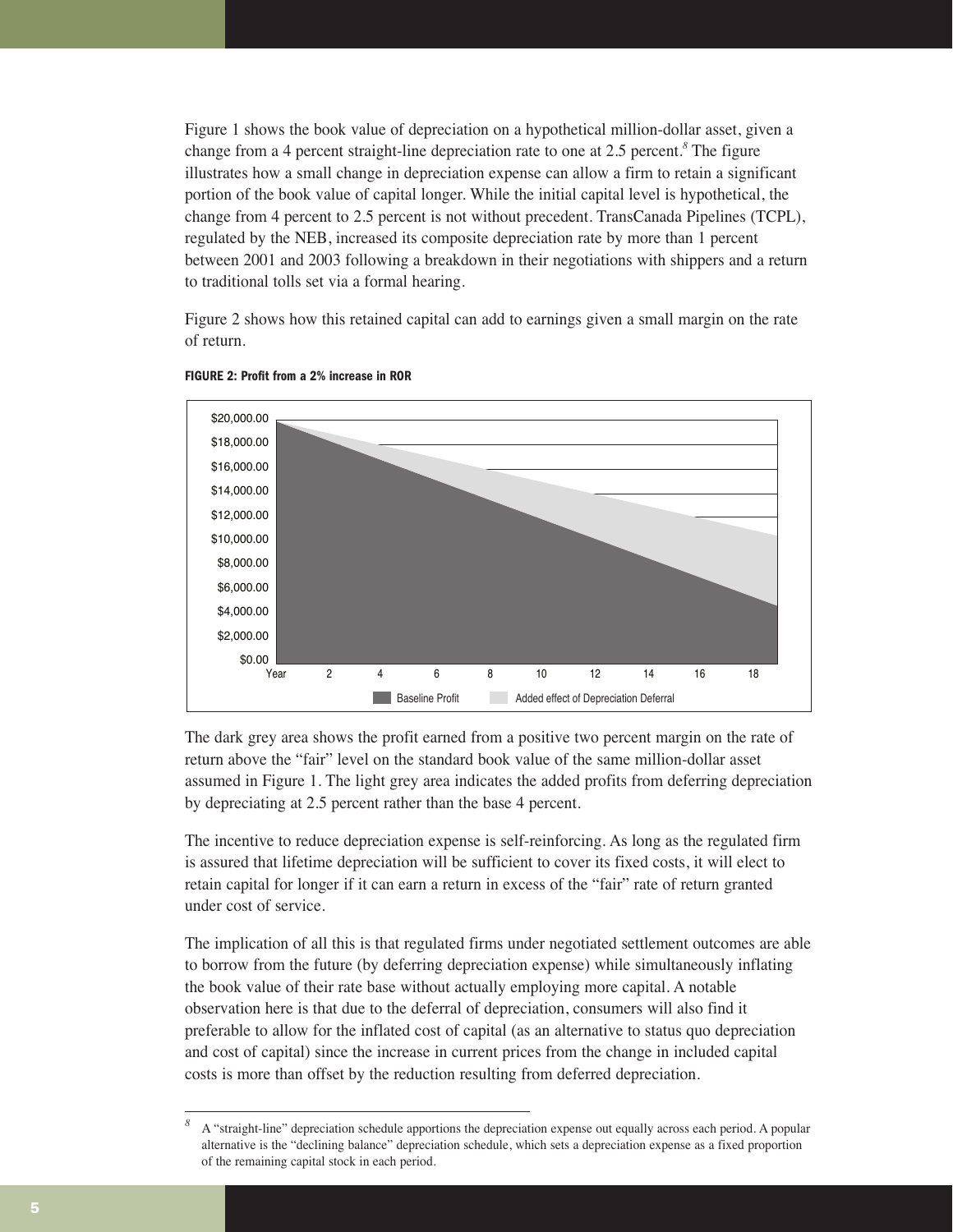Figure 1 shows the book value of depreciation on a hypothetical million-dollar asset, given a change from a 4 percent straight-line depreciation rate to one at 2.5 percent.[8] The figure illustrates how a small change in depreciation expense can allow a firm to retain a significant portion of the book value of capital longer. While the initial capital level is hypothetical, the change from 4 percent to 2.5 percent is not without precedent. TransCanada Pipelines (TCPL), regulated by the NEB, increased its composite depreciation rate by more than 1 percent between 2001 and 2003 following a breakdown in their negotiations with shippers and a return to traditional tolls set via a formal hearing.

Figure 2 shows how this retained capital can add to earnings given a small margin on the rate of return.

**FIGURE 2: Profit from a 2% increase in ROR**

The dark grey area shows the profit earned from a positive two percent margin on the rate of return above the "fair" level on the standard book value of the same million-dollar asset assumed in Figure 1. The light grey area indicates the added profits from deferring depreciation by depreciating at 2.5 percent rather than the base 4 percent.

The incentive to reduce depreciation expense is self-reinforcing. As long as the regulated firm is assured that lifetime depreciation will be sufficient to cover its fixed costs, it will elect to retain capital for longer if it can earn a return in excess of the "fair" rate of return granted under cost of service.

The implication of all this is that regulated firms under negotiated settlement outcomes are able to borrow from the future (by deferring depreciation expense) while simultaneously inflating the book value of their rate base without actually employing more capital. A notable observation here is that due to the deferral of depreciation, consumers will also find it preferable to allow for the inflated cost of capital (as an alternative to status quo depreciation and cost of capital) since the increase in current prices from the change in included capital costs is more than offset by the reduction resulting from deferred depreciation.

---

[8] A "straight-line" depreciation schedule apportions the depreciation expense out equally across each period. A popular alternative is the "declining balance" depreciation schedule, which sets a depreciation expense as a fixed proportion of the remaining capital stock in each period.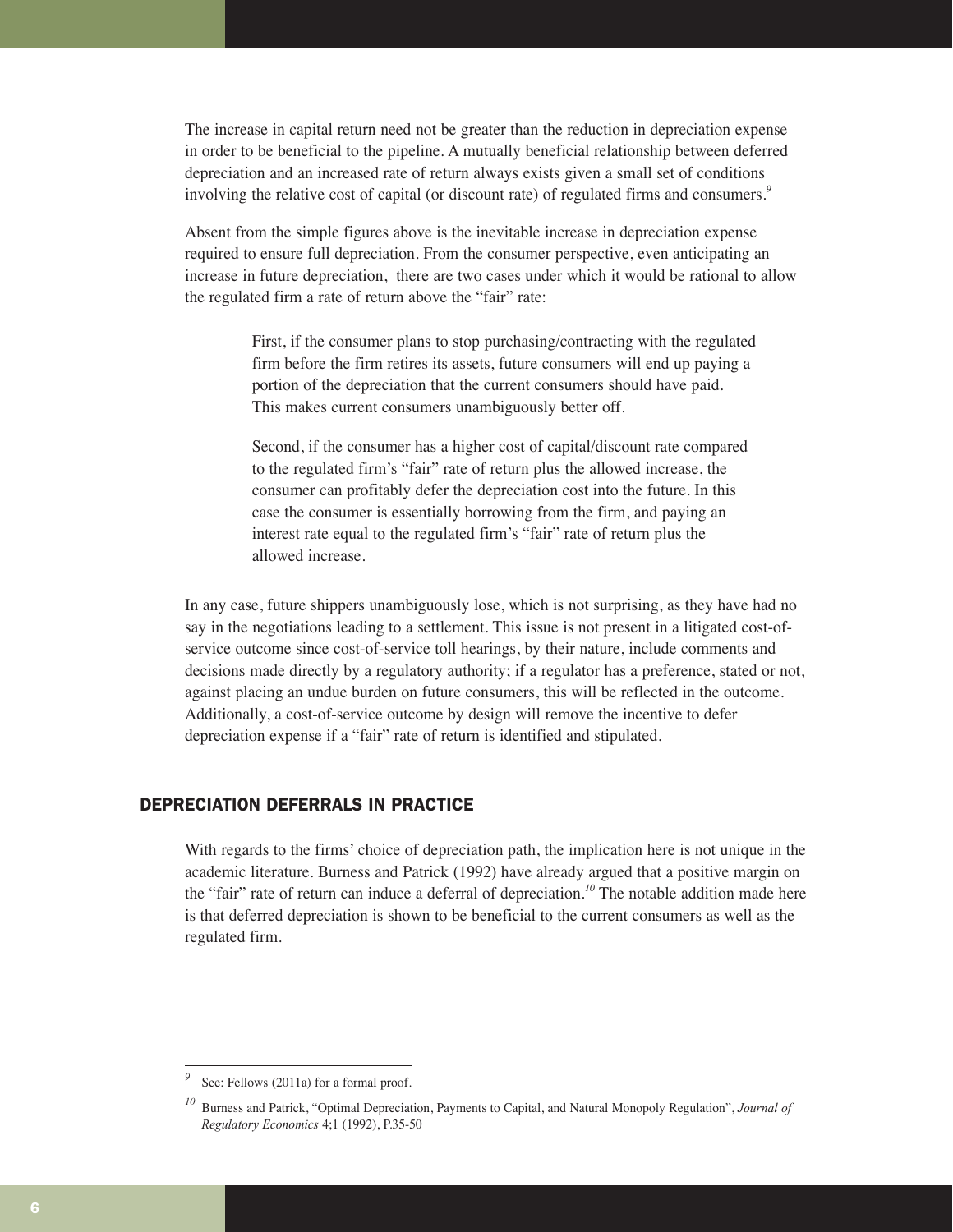The increase in capital return need not be greater than the reduction in depreciation expense in order to be beneficial to the pipeline. A mutually beneficial relationship between deferred depreciation and an increased rate of return always exists given a small set of conditions involving the relative cost of capital (or discount rate) of regulated firms and consumers.[9]

Absent from the simple figures above is the inevitable increase in depreciation expense required to ensure full depreciation. From the consumer perspective, even anticipating an increase in future depreciation, there are two cases under which it would be rational to allow the regulated firm a rate of return above the "fair" rate:

> First, if the consumer plans to stop purchasing/contracting with the regulated firm before the firm retires its assets, future consumers will end up paying a portion of the depreciation that the current consumers should have paid. This makes current consumers unambiguously better off.
>
> Second, if the consumer has a higher cost of capital/discount rate compared to the regulated firm's "fair" rate of return plus the allowed increase, the consumer can profitably defer the depreciation cost into the future. In this case the consumer is essentially borrowing from the firm, and paying an interest rate equal to the regulated firm's "fair" rate of return plus the allowed increase.

In any case, future shippers unambiguously lose, which is not surprising, as they have had no say in the negotiations leading to a settlement. This issue is not present in a litigated cost-of-service outcome since cost-of-service toll hearings, by their nature, include comments and decisions made directly by a regulatory authority; if a regulator has a preference, stated or not, against placing an undue burden on future consumers, this will be reflected in the outcome. Additionally, a cost-of-service outcome by design will remove the incentive to defer depreciation expense if a "fair" rate of return is identified and stipulated.

## DEPRECIATION DEFERRALS IN PRACTICE

With regards to the firms' choice of depreciation path, the implication here is not unique in the academic literature. Burness and Patrick (1992) have already argued that a positive margin on the "fair" rate of return can induce a deferral of depreciation.[10] The notable addition made here is that deferred depreciation is shown to be beneficial to the current consumers as well as the regulated firm.

---

[9] See: Fellows (2011a) for a formal proof.

[10] Burness and Patrick, "Optimal Depreciation, Payments to Capital, and Natural Monopoly Regulation", *Journal of Regulatory Economics* 4;1 (1992), P.35-50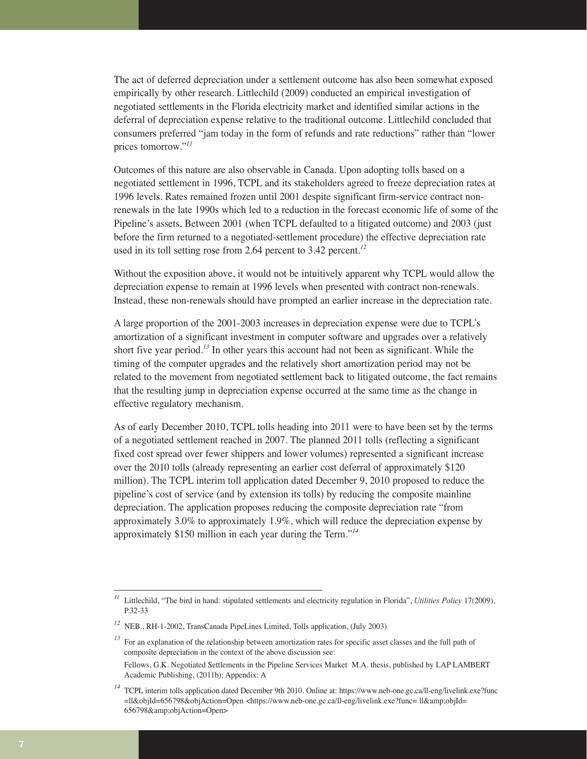The act of deferred depreciation under a settlement outcome has also been somewhat exposed empirically by other research. Littlechild (2009) conducted an empirical investigation of negotiated settlements in the Florida electricity market and identified similar actions in the deferral of depreciation expense relative to the traditional outcome. Littlechild concluded that consumers preferred "jam today in the form of refunds and rate reductions" rather than "lower prices tomorrow."[11]

Outcomes of this nature are also observable in Canada. Upon adopting tolls based on a negotiated settlement in 1996, TCPL and its stakeholders agreed to freeze depreciation rates at 1996 levels. Rates remained frozen until 2001 despite significant firm-service contract non-renewals in the late 1990s which led to a reduction in the forecast economic life of some of the Pipeline's assets. Between 2001 (when TCPL defaulted to a litigated outcome) and 2003 (just before the firm returned to a negotiated-settlement procedure) the effective depreciation rate used in its toll setting rose from 2.64 percent to 3.42 percent.[12]

Without the exposition above, it would not be intuitively apparent why TCPL would allow the depreciation expense to remain at 1996 levels when presented with contract non-renewals. Instead, these non-renewals should have prompted an earlier increase in the depreciation rate.

A large proportion of the 2001-2003 increases in depreciation expense were due to TCPL's amortization of a significant investment in computer software and upgrades over a relatively short five year period.[13] In other years this account had not been as significant. While the timing of the computer upgrades and the relatively short amortization period may not be related to the movement from negotiated settlement back to litigated outcome, the fact remains that the resulting jump in depreciation expense occurred at the same time as the change in effective regulatory mechanism.

As of early December 2010, TCPL tolls heading into 2011 were to have been set by the terms of a negotiated settlement reached in 2007. The planned 2011 tolls (reflecting a significant fixed cost spread over fewer shippers and lower volumes) represented a significant increase over the 2010 tolls (already representing an earlier cost deferral of approximately $120 million). The TCPL interim toll application dated December 9, 2010 proposed to reduce the pipeline's cost of service (and by extension its tolls) by reducing the composite mainline depreciation. The application proposes reducing the composite depreciation rate "from approximately 3.0% to approximately 1.9%, which will reduce the depreciation expense by approximately $150 million in each year during the Term."[14]

---

[11] Littlechild, "The bird in hand: stipulated settlements and electricity regulation in Florida", *Utilities Policy* 17(2009), P.32-33

[12] NEB., RH-1-2002, TransCanada PipeLines Limited, Tolls application, (July 2003)

[13] For an explanation of the relationship between amortization rates for specific asset classes and the full path of composite depreciation in the context of the above discussion see:
Fellows, G.K. Negotiated Settlements in the Pipeline Services Market M.A. thesis, published by LAP LAMBERT Academic Publishing, (2011b); Appendix: A

[14] TCPL interim tolls application dated December 9th 2010. Online at: https://www.neb-one.gc.ca/ll-eng/livelink.exe?func=ll&objId=656798&objAction=Open <https://www.neb-one.gc.ca/ll-eng/livelink.exe?func= ll&amp;objId= 656798&amp;objAction=Open>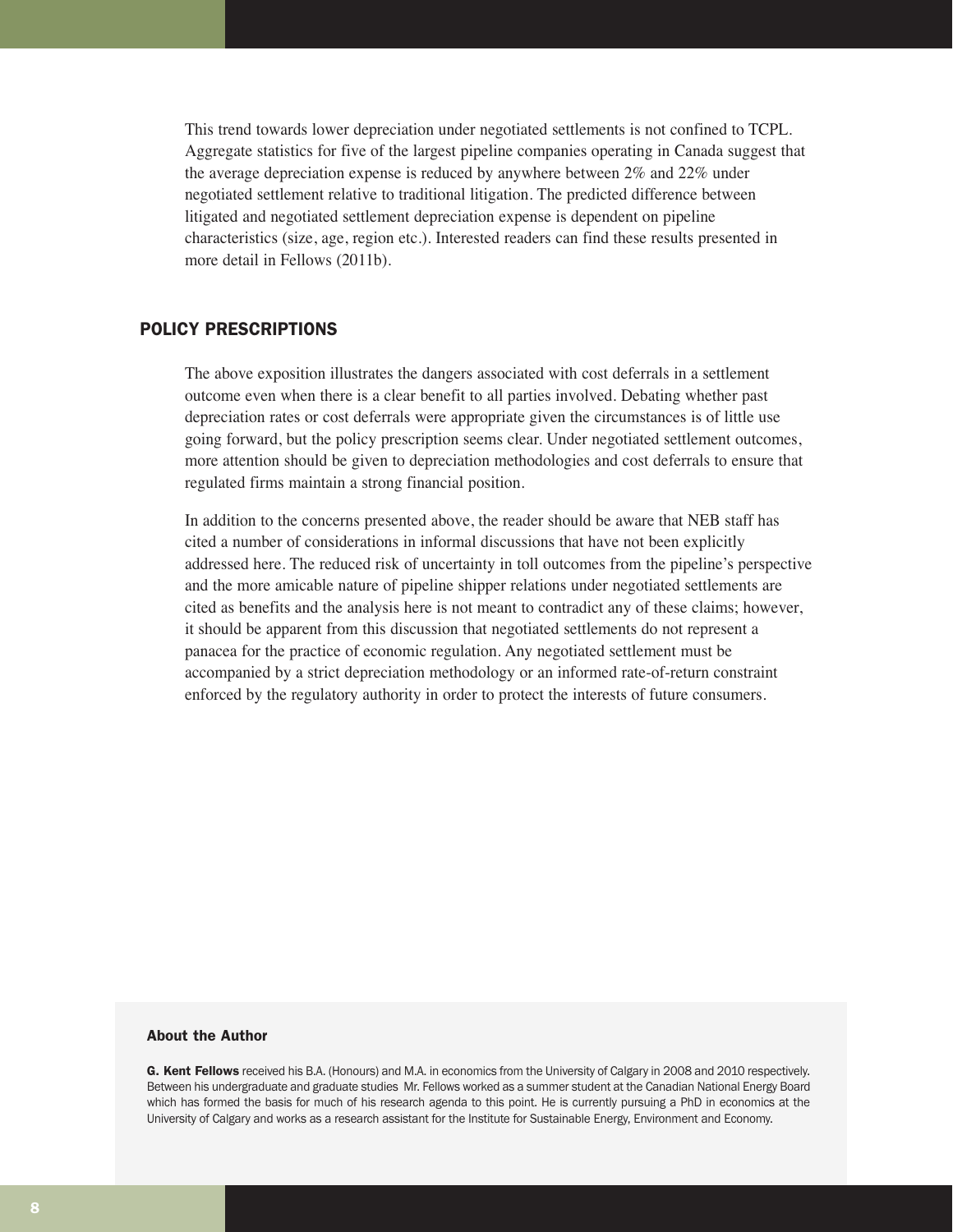This trend towards lower depreciation under negotiated settlements is not confined to TCPL. Aggregate statistics for five of the largest pipeline companies operating in Canada suggest that the average depreciation expense is reduced by anywhere between 2% and 22% under negotiated settlement relative to traditional litigation. The predicted difference between litigated and negotiated settlement depreciation expense is dependent on pipeline characteristics (size, age, region etc.). Interested readers can find these results presented in more detail in Fellows (2011b).

## POLICY PRESCRIPTIONS

The above exposition illustrates the dangers associated with cost deferrals in a settlement outcome even when there is a clear benefit to all parties involved. Debating whether past depreciation rates or cost deferrals were appropriate given the circumstances is of little use going forward, but the policy prescription seems clear. Under negotiated settlement outcomes, more attention should be given to depreciation methodologies and cost deferrals to ensure that regulated firms maintain a strong financial position.

In addition to the concerns presented above, the reader should be aware that NEB staff has cited a number of considerations in informal discussions that have not been explicitly addressed here. The reduced risk of uncertainty in toll outcomes from the pipeline's perspective and the more amicable nature of pipeline shipper relations under negotiated settlements are cited as benefits and the analysis here is not meant to contradict any of these claims; however, it should be apparent from this discussion that negotiated settlements do not represent a panacea for the practice of economic regulation. Any negotiated settlement must be accompanied by a strict depreciation methodology or an informed rate-of-return constraint enforced by the regulatory authority in order to protect the interests of future consumers.

### About the Author

**G. Kent Fellows** received his B.A. (Honours) and M.A. in economics from the University of Calgary in 2008 and 2010 respectively. Between his undergraduate and graduate studies Mr. Fellows worked as a summer student at the Canadian National Energy Board which has formed the basis for much of his research agenda to this point. He is currently pursuing a PhD in economics at the University of Calgary and works as a research assistant for the Institute for Sustainable Energy, Environment and Economy.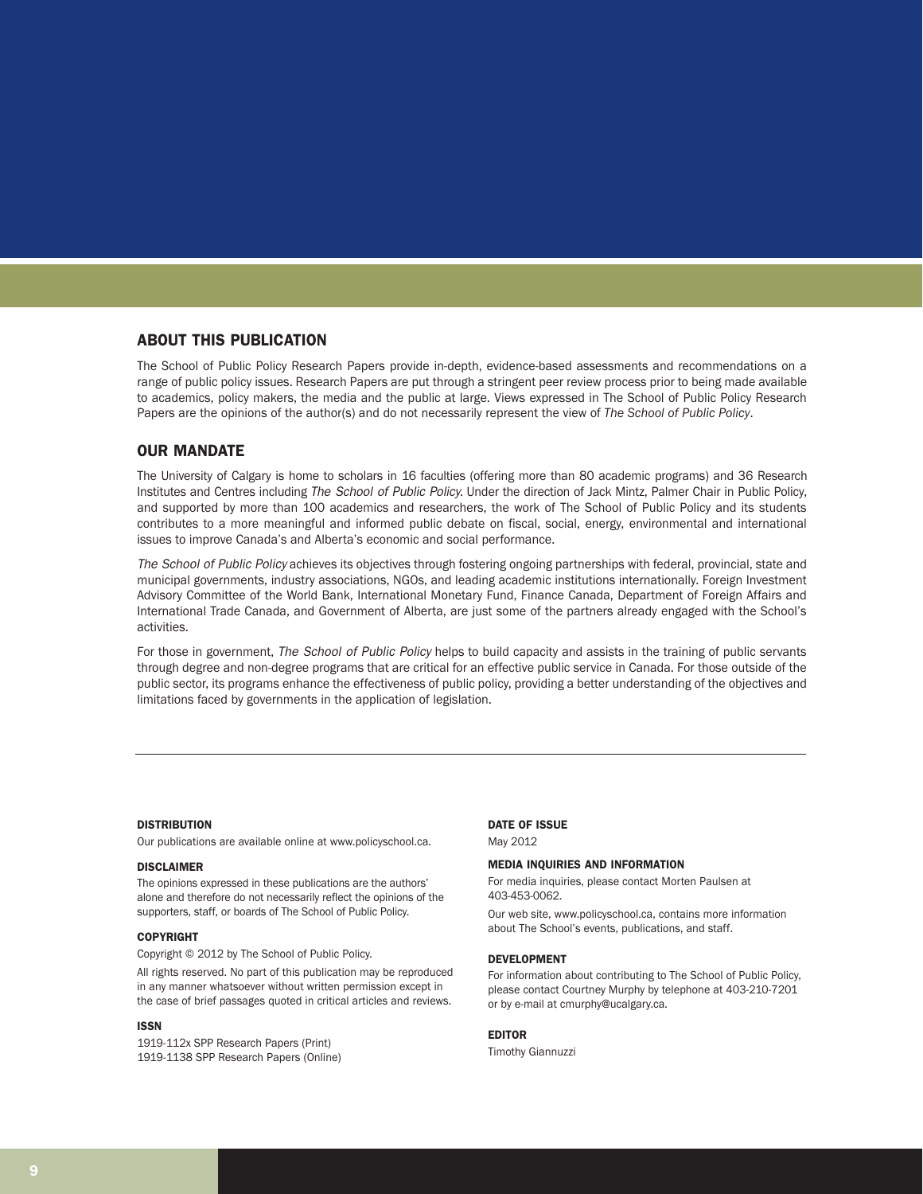## ABOUT THIS PUBLICATION

The School of Public Policy Research Papers provide in-depth, evidence-based assessments and recommendations on a range of public policy issues. Research Papers are put through a stringent peer review process prior to being made available to academics, policy makers, the media and the public at large. Views expressed in The School of Public Policy Research Papers are the opinions of the author(s) and do not necessarily represent the view of *The School of Public Policy*.

## OUR MANDATE

The University of Calgary is home to scholars in 16 faculties (offering more than 80 academic programs) and 36 Research Institutes and Centres including *The School of Public Policy*. Under the direction of Jack Mintz, Palmer Chair in Public Policy, and supported by more than 100 academics and researchers, the work of The School of Public Policy and its students contributes to a more meaningful and informed public debate on fiscal, social, energy, environmental and international issues to improve Canada's and Alberta's economic and social performance.

*The School of Public Policy* achieves its objectives through fostering ongoing partnerships with federal, provincial, state and municipal governments, industry associations, NGOs, and leading academic institutions internationally. Foreign Investment Advisory Committee of the World Bank, International Monetary Fund, Finance Canada, Department of Foreign Affairs and International Trade Canada, and Government of Alberta, are just some of the partners already engaged with the School's activities.

For those in government, *The School of Public Policy* helps to build capacity and assists in the training of public servants through degree and non-degree programs that are critical for an effective public service in Canada. For those outside of the public sector, its programs enhance the effectiveness of public policy, providing a better understanding of the objectives and limitations faced by governments in the application of legislation.

---

**DISTRIBUTION**

Our publications are available online at www.policyschool.ca.

**DISCLAIMER**

The opinions expressed in these publications are the authors' alone and therefore do not necessarily reflect the opinions of the supporters, staff, or boards of The School of Public Policy.

**COPYRIGHT**

Copyright © 2012 by The School of Public Policy.

All rights reserved. No part of this publication may be reproduced in any manner whatsoever without written permission except in the case of brief passages quoted in critical articles and reviews.

**ISSN**

1919-112x SPP Research Papers (Print)
1919-1138 SPP Research Papers (Online)

**DATE OF ISSUE**

May 2012

**MEDIA INQUIRIES AND INFORMATION**

For media inquiries, please contact Morten Paulsen at 403-453-0062.

Our web site, www.policyschool.ca, contains more information about The School's events, publications, and staff.

**DEVELOPMENT**

For information about contributing to The School of Public Policy, please contact Courtney Murphy by telephone at 403-210-7201 or by e-mail at cmurphy@ucalgary.ca.

**EDITOR**

Timothy Giannuzzi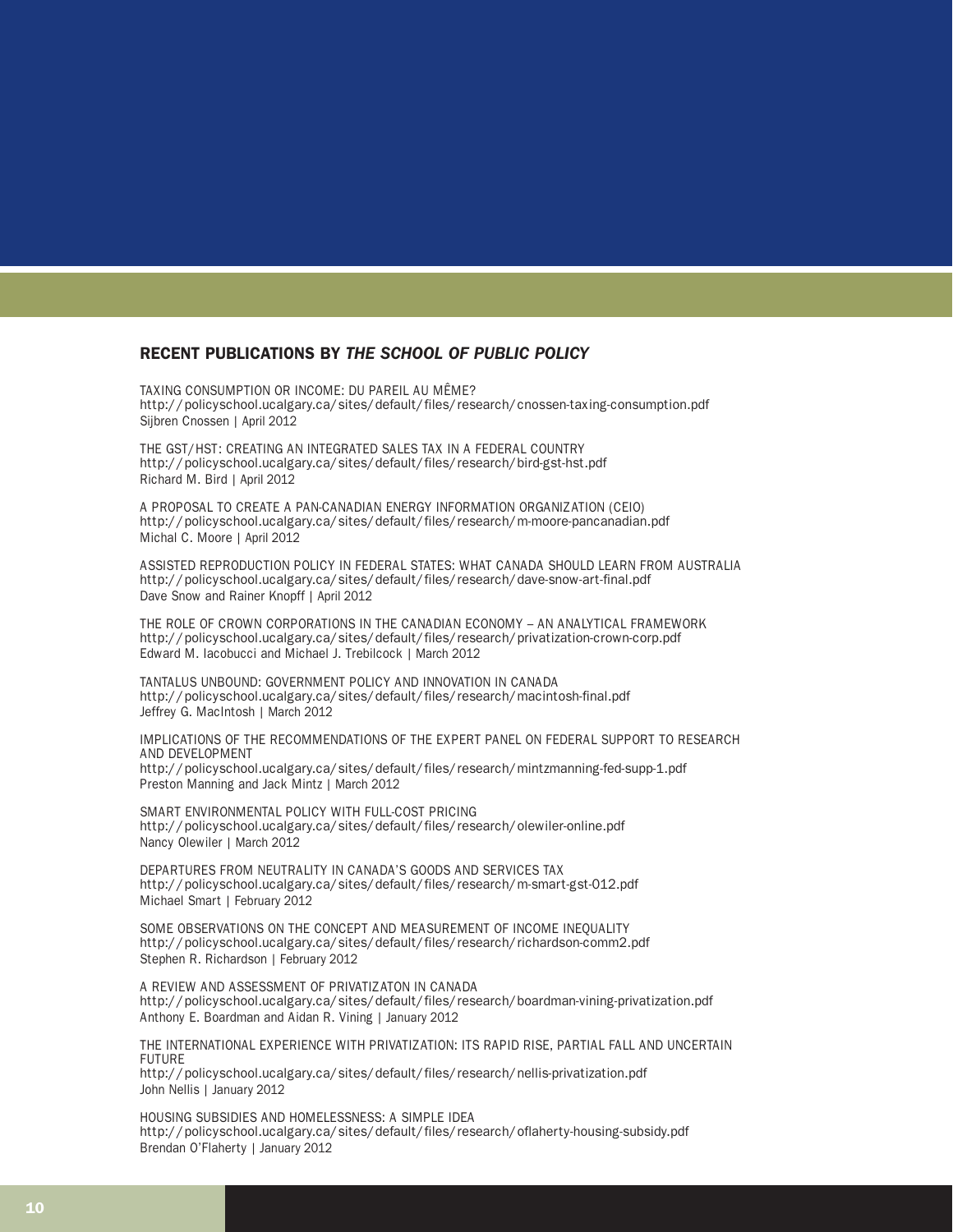## RECENT PUBLICATIONS BY *THE SCHOOL OF PUBLIC POLICY*

TAXING CONSUMPTION OR INCOME: DU PAREIL AU MÊME?
http://policyschool.ucalgary.ca/sites/default/files/research/cnossen-taxing-consumption.pdf
Sijbren Cnossen | April 2012

THE GST/HST: CREATING AN INTEGRATED SALES TAX IN A FEDERAL COUNTRY
http://policyschool.ucalgary.ca/sites/default/files/research/bird-gst-hst.pdf
Richard M. Bird | April 2012

A PROPOSAL TO CREATE A PAN-CANADIAN ENERGY INFORMATION ORGANIZATION (CEIO)
http://policyschool.ucalgary.ca/sites/default/files/research/m-moore-pancanadian.pdf
Michal C. Moore | April 2012

ASSISTED REPRODUCTION POLICY IN FEDERAL STATES: WHAT CANADA SHOULD LEARN FROM AUSTRALIA
http://policyschool.ucalgary.ca/sites/default/files/research/dave-snow-art-final.pdf
Dave Snow and Rainer Knopff | April 2012

THE ROLE OF CROWN CORPORATIONS IN THE CANADIAN ECONOMY – AN ANALYTICAL FRAMEWORK
http://policyschool.ucalgary.ca/sites/default/files/research/privatization-crown-corp.pdf
Edward M. Iacobucci and Michael J. Trebilcock | March 2012

TANTALUS UNBOUND: GOVERNMENT POLICY AND INNOVATION IN CANADA
http://policyschool.ucalgary.ca/sites/default/files/research/macintosh-final.pdf
Jeffrey G. MacIntosh | March 2012

IMPLICATIONS OF THE RECOMMENDATIONS OF THE EXPERT PANEL ON FEDERAL SUPPORT TO RESEARCH AND DEVELOPMENT
http://policyschool.ucalgary.ca/sites/default/files/research/mintzmanning-fed-supp-1.pdf
Preston Manning and Jack Mintz | March 2012

SMART ENVIRONMENTAL POLICY WITH FULL-COST PRICING
http://policyschool.ucalgary.ca/sites/default/files/research/olewiler-online.pdf
Nancy Olewiler | March 2012

DEPARTURES FROM NEUTRALITY IN CANADA'S GOODS AND SERVICES TAX
http://policyschool.ucalgary.ca/sites/default/files/research/m-smart-gst-012.pdf
Michael Smart | February 2012

SOME OBSERVATIONS ON THE CONCEPT AND MEASUREMENT OF INCOME INEQUALITY
http://policyschool.ucalgary.ca/sites/default/files/research/richardson-comm2.pdf
Stephen R. Richardson | February 2012

A REVIEW AND ASSESSMENT OF PRIVATIZATON IN CANADA
http://policyschool.ucalgary.ca/sites/default/files/research/boardman-vining-privatization.pdf
Anthony E. Boardman and Aidan R. Vining | January 2012

THE INTERNATIONAL EXPERIENCE WITH PRIVATIZATION: ITS RAPID RISE, PARTIAL FALL AND UNCERTAIN FUTURE
http://policyschool.ucalgary.ca/sites/default/files/research/nellis-privatization.pdf
John Nellis | January 2012

HOUSING SUBSIDIES AND HOMELESSNESS: A SIMPLE IDEA
http://policyschool.ucalgary.ca/sites/default/files/research/oflaherty-housing-subsidy.pdf
Brendan O'Flaherty | January 2012